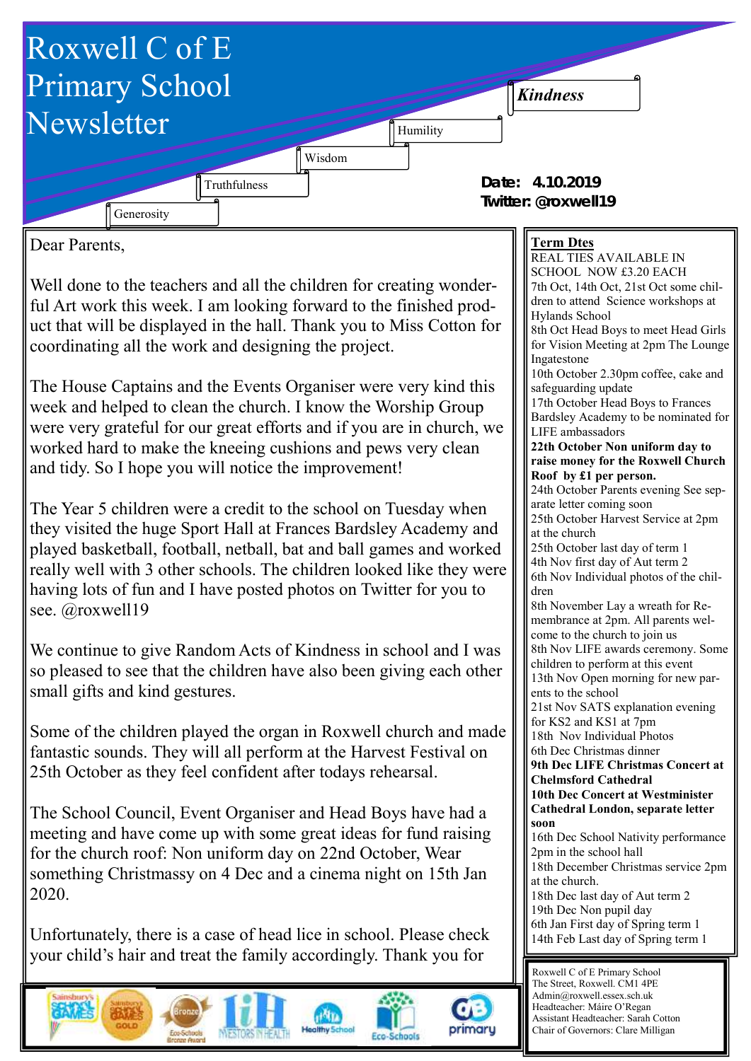# Roxwell C of E Primary School Newsletter

*Kindness* Humility Wisdom Truthfulness Generosity

**Date: 4.10.2019**
**Twitter: @roxwell19**

Dear Parents,

Well done to the teachers and all the children for creating wonderful Art work this week. I am looking forward to the finished product that will be displayed in the hall. Thank you to Miss Cotton for coordinating all the work and designing the project.

The House Captains and the Events Organiser were very kind this week and helped to clean the church. I know the Worship Group were very grateful for our great efforts and if you are in church, we worked hard to make the kneeing cushions and pews very clean and tidy. So I hope you will notice the improvement!

The Year 5 children were a credit to the school on Tuesday when they visited the huge Sport Hall at Frances Bardsley Academy and played basketball, football, netball, bat and ball games and worked really well with 3 other schools. The children looked like they were having lots of fun and I have posted photos on Twitter for you to see. @roxwell19

We continue to give Random Acts of Kindness in school and I was so pleased to see that the children have also been giving each other small gifts and kind gestures.

Some of the children played the organ in Roxwell church and made fantastic sounds. They will all perform at the Harvest Festival on 25th October as they feel confident after todays rehearsal.

The School Council, Event Organiser and Head Boys have had a meeting and have come up with some great ideas for fund raising for the church roof: Non uniform day on 22nd October, Wear something Christmassy on 4 Dec and a cinema night on 15th Jan 2020.

Unfortunately, there is a case of head lice in school. Please check your child's hair and treat the family accordingly. Thank you for

## Term Dtes

REAL TIES AVAILABLE IN SCHOOL NOW £3.20 EACH

7th Oct, 14th Oct, 21st Oct some children to attend Science workshops at Hylands School

8th Oct Head Boys to meet Head Girls for Vision Meeting at 2pm The Lounge Ingatestone

10th October 2.30pm coffee, cake and safeguarding update

17th October Head Boys to Frances Bardsley Academy to be nominated for LIFE ambassadors

**22th October Non uniform day to raise money for the Roxwell Church Roof by £1 per person.**

24th October Parents evening See separate letter coming soon

25th October Harvest Service at 2pm at the church

25th October last day of term 1

4th Nov first day of Aut term 2

6th Nov Individual photos of the children

8th November Lay a wreath for Remembrance at 2pm. All parents welcome to the church to join us

8th Nov LIFE awards ceremony. Some children to perform at this event

13th Nov Open morning for new parents to the school

21st Nov SATS explanation evening for KS2 and KS1 at 7pm

18th Nov Individual Photos

6th Dec Christmas dinner

**9th Dec LIFE Christmas Concert at Chelmsford Cathedral**

**10th Dec Concert at Westminister Cathedral London, separate letter soon**

16th Dec School Nativity performance 2pm in the school hall

18th December Christmas service 2pm at the church.

18th Dec last day of Aut term 2

19th Dec Non pupil day

6th Jan First day of Spring term 1

14th Feb Last day of Spring term 1

Roxwell C of E Primary School
The Street, Roxwell. CM1 4PE
Admin@roxwell.essex.sch.uk
Headteacher: Máire O'Regan
Assistant Headteacher: Sarah Cotton
Chair of Governors: Clare Milligan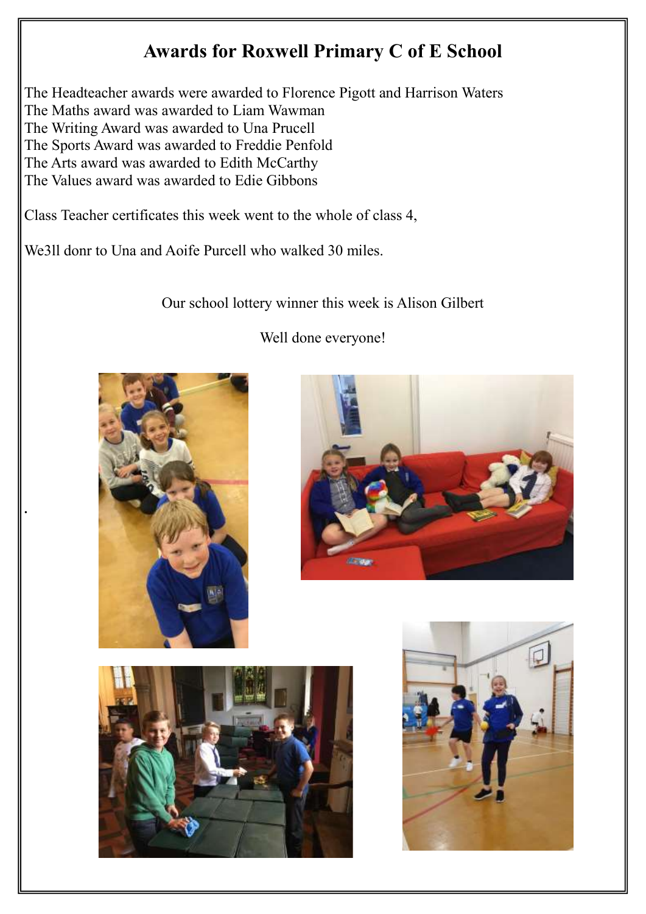# Awards for Roxwell Primary C of E School

The Headteacher awards were awarded to Florence Pigott and Harrison Waters
The Maths award was awarded to Liam Wawman
The Writing Award was awarded to Una Prucell
The Sports Award was awarded to Freddie Penfold
The Arts award was awarded to Edith McCarthy
The Values award was awarded to Edie Gibbons

Class Teacher certificates this week went to the whole of class 4,

We3ll donr to Una and Aoife Purcell who walked 30 miles.

Our school lottery winner this week is Alison Gilbert

Well done everyone!